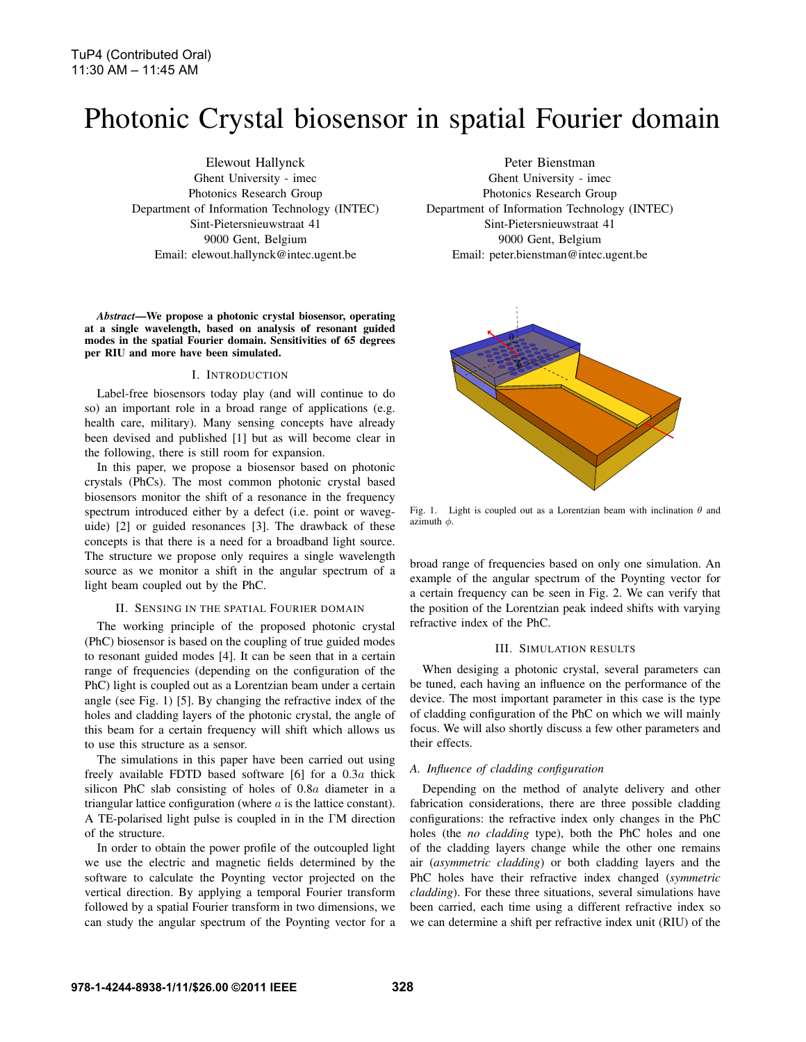TuP4 (Contributed Oral)
11:30 AM – 11:45 AM

# Photonic Crystal biosensor in spatial Fourier domain

Elewout Hallynck
Ghent University - imec
Photonics Research Group
Department of Information Technology (INTEC)
Sint-Pietersnieuwstraat 41
9000 Gent, Belgium
Email: elewout.hallynck@intec.ugent.be

Peter Bienstman
Ghent University - imec
Photonics Research Group
Department of Information Technology (INTEC)
Sint-Pietersnieuwstraat 41
9000 Gent, Belgium
Email: peter.bienstman@intec.ugent.be

***Abstract*—We propose a photonic crystal biosensor, operating at a single wavelength, based on analysis of resonant guided modes in the spatial Fourier domain. Sensitivities of 65 degrees per RIU and more have been simulated.**

## I. Introduction

Label-free biosensors today play (and will continue to do so) an important role in a broad range of applications (e.g. health care, military). Many sensing concepts have already been devised and published [1] but as will become clear in the following, there is still room for expansion.

In this paper, we propose a biosensor based on photonic crystals (PhCs). The most common photonic crystal based biosensors monitor the shift of a resonance in the frequency spectrum introduced either by a defect (i.e. point or waveguide) [2] or guided resonances [3]. The drawback of these concepts is that there is a need for a broadband light source. The structure we propose only requires a single wavelength source as we monitor a shift in the angular spectrum of a light beam coupled out by the PhC.

## II. Sensing in the spatial Fourier domain

The working principle of the proposed photonic crystal (PhC) biosensor is based on the coupling of true guided modes to resonant guided modes [4]. It can be seen that in a certain range of frequencies (depending on the configuration of the PhC) light is coupled out as a Lorentzian beam under a certain angle (see Fig. 1) [5]. By changing the refractive index of the holes and cladding layers of the photonic crystal, the angle of this beam for a certain frequency will shift which allows us to use this structure as a sensor.

The simulations in this paper have been carried out using freely available FDTD based software [6] for a $0.3a$ thick silicon PhC slab consisting of holes of $0.8a$ diameter in a triangular lattice configuration (where $a$ is the lattice constant). A TE-polarised light pulse is coupled in in the ΓM direction of the structure.

In order to obtain the power profile of the outcoupled light we use the electric and magnetic fields determined by the software to calculate the Poynting vector projected on the vertical direction. By applying a temporal Fourier transform followed by a spatial Fourier transform in two dimensions, we can study the angular spectrum of the Poynting vector for a broad range of frequencies based on only one simulation. An example of the angular spectrum of the Poynting vector for a certain frequency can be seen in Fig. 2. We can verify that the position of the Lorentzian peak indeed shifts with varying refractive index of the PhC.

Fig. 1. Light is coupled out as a Lorentzian beam with inclination $\theta$ and azimuth $\phi$.

## III. Simulation results

When desiging a photonic crystal, several parameters can be tuned, each having an influence on the performance of the device. The most important parameter in this case is the type of cladding configuration of the PhC on which we will mainly focus. We will also shortly discuss a few other parameters and their effects.

### A. Influence of cladding configuration

Depending on the method of analyte delivery and other fabrication considerations, there are three possible cladding configurations: the refractive index only changes in the PhC holes (the *no cladding* type), both the PhC holes and one of the cladding layers change while the other one remains air (*asymmetric cladding*) or both cladding layers and the PhC holes have their refractive index changed (*symmetric cladding*). For these three situations, several simulations have been carried, each time using a different refractive index so we can determine a shift per refractive index unit (RIU) of the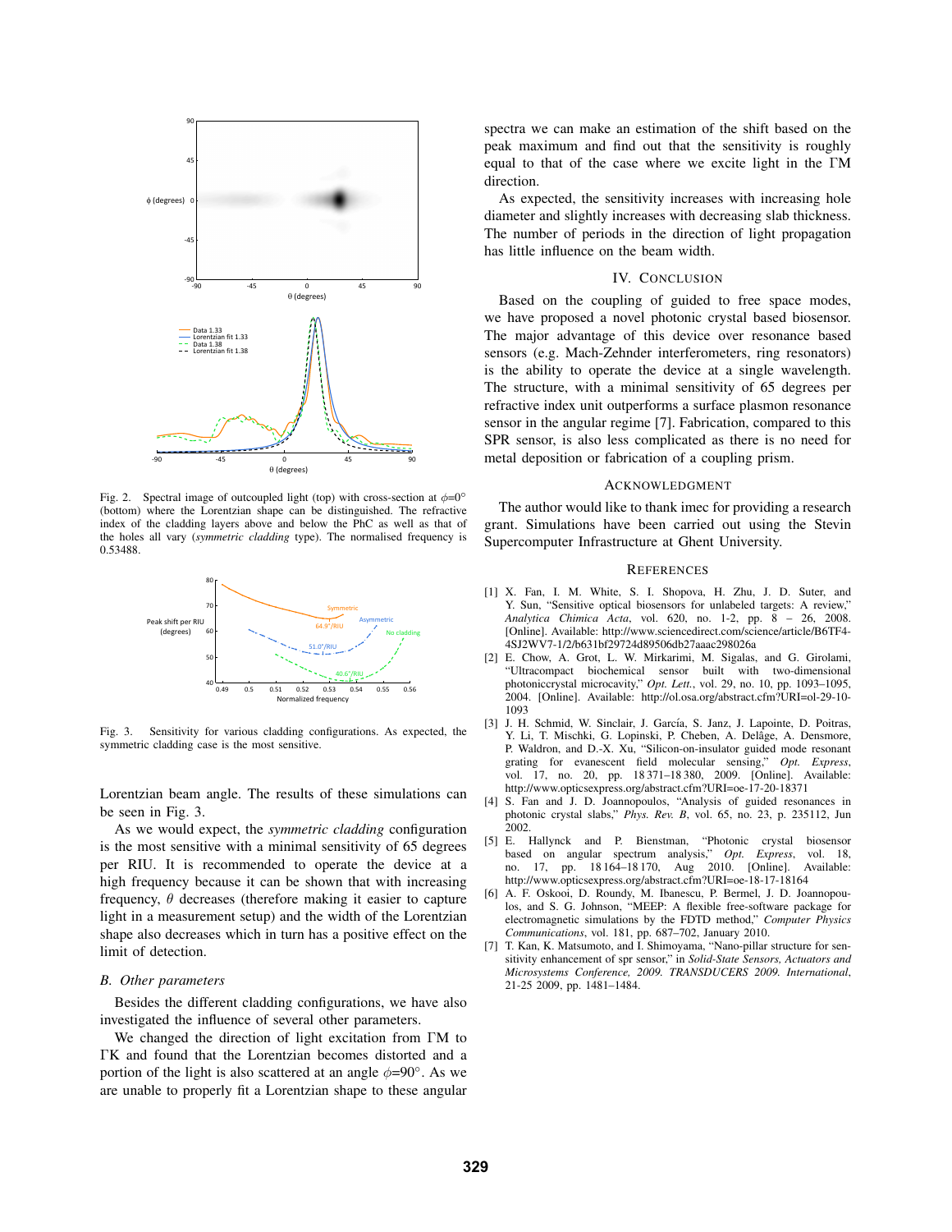90

45

ϕ (degrees) 0

-45

-90

-90 -45 0 45 90

θ (degrees)

Data 1.33
Lorentzian fit 1.33
Data 1.38
Lorentzian fit 1.38

-90 -45 0 45 90

θ (degrees)

Fig. 2. Spectral image of outcoupled light (top) with cross-section at $\phi$=0° (bottom) where the Lorentzian shape can be distinguished. The refractive index of the cladding layers above and below the PhC as well as that of the holes all vary (*symmetric cladding* type). The normalised frequency is 0.53488.

80

70

Peak shift per RIU (degrees) 60

50

40

0.49 0.5 0.51 0.52 0.53 0.54 0.55 0.56

Normalized frequency

Symmetric
64.9°/RIU
Asymmetric
No cladding
51.0°/RIU
40.6°/RIU

Fig. 3. Sensitivity for various cladding configurations. As expected, the symmetric cladding case is the most sensitive.

Lorentzian beam angle. The results of these simulations can be seen in Fig. 3.

As we would expect, the *symmetric cladding* configuration is the most sensitive with a minimal sensitivity of 65 degrees per RIU. It is recommended to operate the device at a high frequency because it can be shown that with increasing frequency, $\theta$ decreases (therefore making it easier to capture light in a measurement setup) and the width of the Lorentzian shape also decreases which in turn has a positive effect on the limit of detection.

### B. Other parameters

Besides the different cladding configurations, we have also investigated the influence of several other parameters.

We changed the direction of light excitation from ΓM to ΓK and found that the Lorentzian becomes distorted and a portion of the light is also scattered at an angle $\phi$=90°. As we are unable to properly fit a Lorentzian shape to these angular spectra we can make an estimation of the shift based on the peak maximum and find out that the sensitivity is roughly equal to that of the case where we excite light in the ΓM direction.

As expected, the sensitivity increases with increasing hole diameter and slightly increases with decreasing slab thickness. The number of periods in the direction of light propagation has little influence on the beam width.

## IV. Conclusion

Based on the coupling of guided to free space modes, we have proposed a novel photonic crystal based biosensor. The major advantage of this device over resonance based sensors (e.g. Mach-Zehnder interferometers, ring resonators) is the ability to operate the device at a single wavelength. The structure, with a minimal sensitivity of 65 degrees per refractive index unit outperforms a surface plasmon resonance sensor in the angular regime [7]. Fabrication, compared to this SPR sensor, is also less complicated as there is no need for metal deposition or fabrication of a coupling prism.

## Acknowledgment

The author would like to thank imec for providing a research grant. Simulations have been carried out using the Stevin Supercomputer Infrastructure at Ghent University.

## References

[1] X. Fan, I. M. White, S. I. Shopova, H. Zhu, J. D. Suter, and Y. Sun, "Sensitive optical biosensors for unlabeled targets: A review," *Analytica Chimica Acta*, vol. 620, no. 1-2, pp. 8 – 26, 2008. [Online]. Available: http://www.sciencedirect.com/science/article/B6TF4-4SJ2WV7-1/2/b631bf29724d89506db27aaac298026a

[2] E. Chow, A. Grot, L. W. Mirkarimi, M. Sigalas, and G. Girolami, "Ultracompact biochemical sensor built with two-dimensional photoniccrystal microcavity," *Opt. Lett.*, vol. 29, no. 10, pp. 1093–1095, 2004. [Online]. Available: http://ol.osa.org/abstract.cfm?URI=ol-29-10-1093

[3] J. H. Schmid, W. Sinclair, J. García, S. Janz, J. Lapointe, D. Poitras, Y. Li, T. Mischki, G. Lopinski, P. Cheben, A. Delâge, A. Densmore, P. Waldron, and D.-X. Xu, "Silicon-on-insulator guided mode resonant grating for evanescent field molecular sensing," *Opt. Express*, vol. 17, no. 20, pp. 18 371–18 380, 2009. [Online]. Available: http://www.opticsexpress.org/abstract.cfm?URI=oe-17-20-18371

[4] S. Fan and J. D. Joannopoulos, "Analysis of guided resonances in photonic crystal slabs," *Phys. Rev. B*, vol. 65, no. 23, p. 235112, Jun 2002.

[5] E. Hallynck and P. Bienstman, "Photonic crystal biosensor based on angular spectrum analysis," *Opt. Express*, vol. 18, no. 17, pp. 18 164–18 170, Aug 2010. [Online]. Available: http://www.opticsexpress.org/abstract.cfm?URI=oe-18-17-18164

[6] A. F. Oskooi, D. Roundy, M. Ibanescu, P. Bermel, J. D. Joannopoulos, and S. G. Johnson, "MEEP: A flexible free-software package for electromagnetic simulations by the FDTD method," *Computer Physics Communications*, vol. 181, pp. 687–702, January 2010.

[7] T. Kan, K. Matsumoto, and I. Shimoyama, "Nano-pillar structure for sensitivity enhancement of spr sensor," in *Solid-State Sensors, Actuators and Microsystems Conference, 2009. TRANSDUCERS 2009. International*, 21-25 2009, pp. 1481–1484.